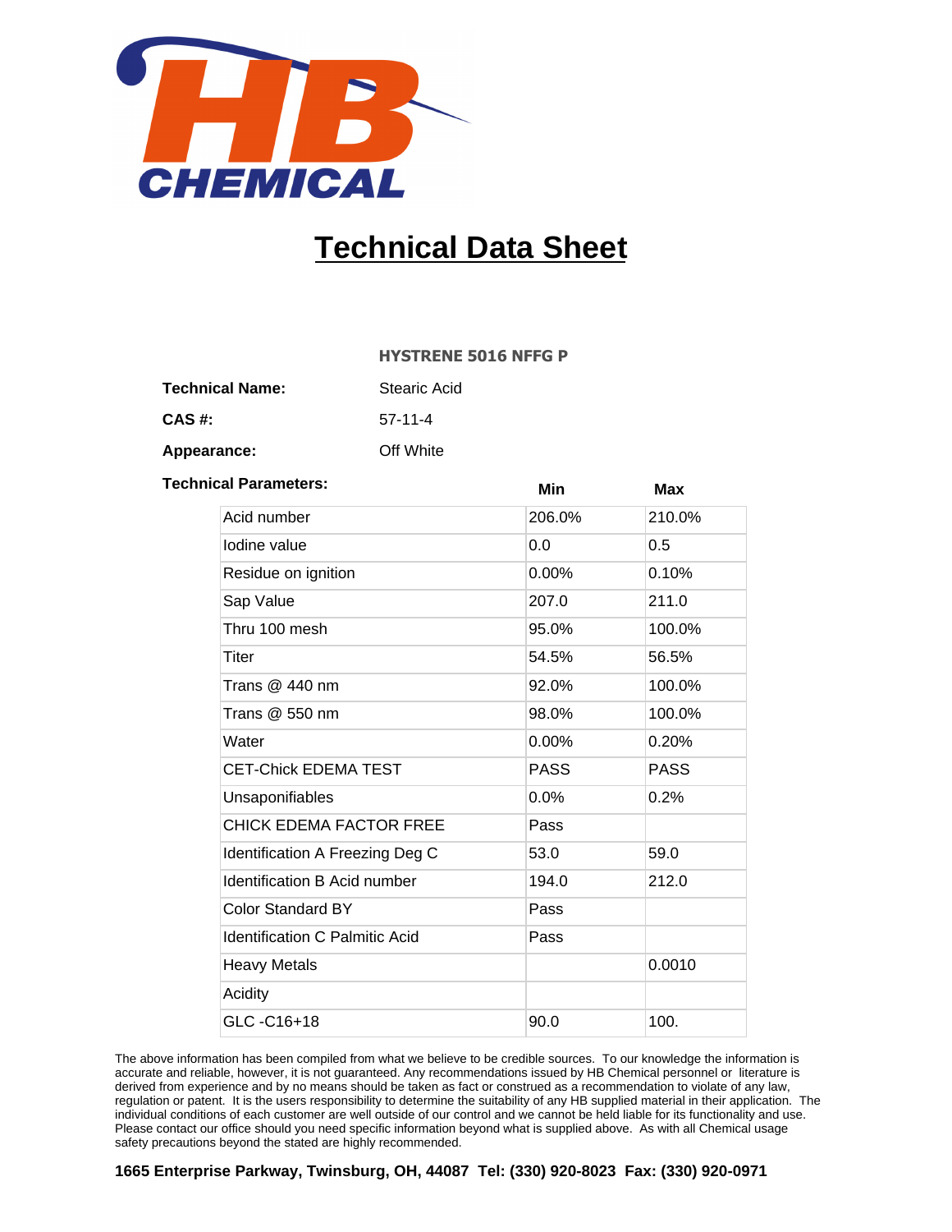# Technical Data Sheet

**HYSTRENE 5016 NFFG P**

**Technical Name:** Stearic Acid

**CAS #:** 57-11-4

**Appearance:** Off White

**Technical Parameters:**

| | Min | Max |
|---|---|---|
| Acid number | 206.0% | 210.0% |
| Iodine value | 0.0 | 0.5 |
| Residue on ignition | 0.00% | 0.10% |
| Sap Value | 207.0 | 211.0 |
| Thru 100 mesh | 95.0% | 100.0% |
| Titer | 54.5% | 56.5% |
| Trans @ 440 nm | 92.0% | 100.0% |
| Trans @ 550 nm | 98.0% | 100.0% |
| Water | 0.00% | 0.20% |
| CET-Chick EDEMA TEST | PASS | PASS |
| Unsaponifiables | 0.0% | 0.2% |
| CHICK EDEMA FACTOR FREE | Pass | |
| Identification A Freezing Deg C | 53.0 | 59.0 |
| Identification B Acid number | 194.0 | 212.0 |
| Color Standard BY | Pass | |
| Identification C Palmitic Acid | Pass | |
| Heavy Metals | | 0.0010 |
| Acidity | | |
| GLC -C16+18 | 90.0 | 100. |

The above information has been compiled from what we believe to be credible sources. To our knowledge the information is accurate and reliable, however, it is not guaranteed. Any recommendations issued by HB Chemical personnel or literature is derived from experience and by no means should be taken as fact or construed as a recommendation to violate of any law, regulation or patent. It is the users responsibility to determine the suitability of any HB supplied material in their application. The individual conditions of each customer are well outside of our control and we cannot be held liable for its functionality and use. Please contact our office should you need specific information beyond what is supplied above. As with all Chemical usage safety precautions beyond the stated are highly recommended.

**1665 Enterprise Parkway, Twinsburg, OH, 44087 Tel: (330) 920-8023 Fax: (330) 920-0971**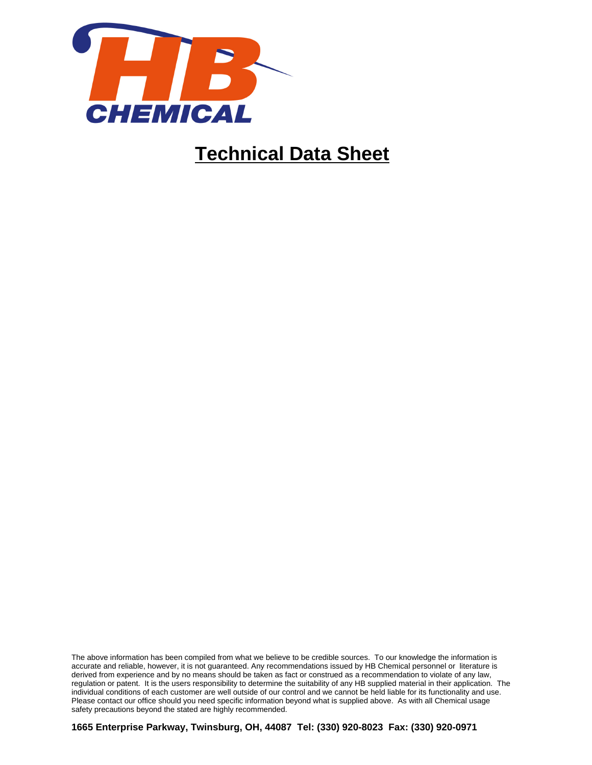# Technical Data Sheet

The above information has been compiled from what we believe to be credible sources. To our knowledge the information is accurate and reliable, however, it is not guaranteed. Any recommendations issued by HB Chemical personnel or literature is derived from experience and by no means should be taken as fact or construed as a recommendation to violate of any law, regulation or patent. It is the users responsibility to determine the suitability of any HB supplied material in their application. The individual conditions of each customer are well outside of our control and we cannot be held liable for its functionality and use. Please contact our office should you need specific information beyond what is supplied above. As with all Chemical usage safety precautions beyond the stated are highly recommended.

**1665 Enterprise Parkway, Twinsburg, OH, 44087 Tel: (330) 920-8023 Fax: (330) 920-0971**